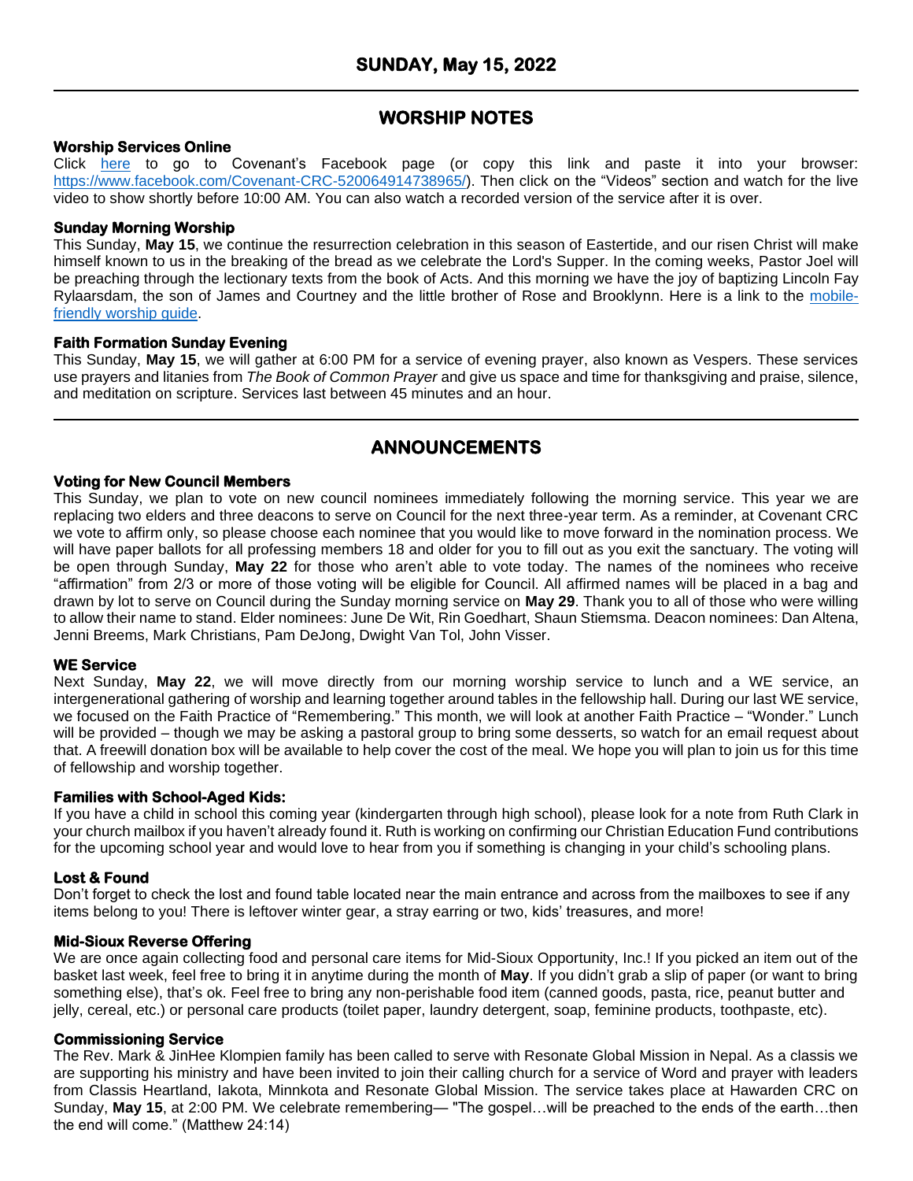# SUNDAY, May 15, 2022

## WORSHIP NOTES

### Worship Services Online

Click here to go to Covenant's Facebook page (or copy this link and paste it into your browser: https://www.facebook.com/Covenant-CRC-520064914738965/). Then click on the "Videos" section and watch for the live video to show shortly before 10:00 AM. You can also watch a recorded version of the service after it is over.

### Sunday Morning Worship

This Sunday, **May 15**, we continue the resurrection celebration in this season of Eastertide, and our risen Christ will make himself known to us in the breaking of the bread as we celebrate the Lord's Supper. In the coming weeks, Pastor Joel will be preaching through the lectionary texts from the book of Acts. And this morning we have the joy of baptizing Lincoln Fay Rylaarsdam, the son of James and Courtney and the little brother of Rose and Brooklynn. Here is a link to the mobile-friendly worship guide.

### Faith Formation Sunday Evening

This Sunday, **May 15**, we will gather at 6:00 PM for a service of evening prayer, also known as Vespers. These services use prayers and litanies from *The Book of Common Prayer* and give us space and time for thanksgiving and praise, silence, and meditation on scripture. Services last between 45 minutes and an hour.

## ANNOUNCEMENTS

### Voting for New Council Members

This Sunday, we plan to vote on new council nominees immediately following the morning service. This year we are replacing two elders and three deacons to serve on Council for the next three-year term. As a reminder, at Covenant CRC we vote to affirm only, so please choose each nominee that you would like to move forward in the nomination process. We will have paper ballots for all professing members 18 and older for you to fill out as you exit the sanctuary. The voting will be open through Sunday, **May 22** for those who aren't able to vote today. The names of the nominees who receive "affirmation" from 2/3 or more of those voting will be eligible for Council. All affirmed names will be placed in a bag and drawn by lot to serve on Council during the Sunday morning service on **May 29**. Thank you to all of those who were willing to allow their name to stand. Elder nominees: June De Wit, Rin Goedhart, Shaun Stiemsma. Deacon nominees: Dan Altena, Jenni Breems, Mark Christians, Pam DeJong, Dwight Van Tol, John Visser.

### WE Service

Next Sunday, **May 22**, we will move directly from our morning worship service to lunch and a WE service, an intergenerational gathering of worship and learning together around tables in the fellowship hall. During our last WE service, we focused on the Faith Practice of "Remembering." This month, we will look at another Faith Practice – "Wonder." Lunch will be provided – though we may be asking a pastoral group to bring some desserts, so watch for an email request about that. A freewill donation box will be available to help cover the cost of the meal. We hope you will plan to join us for this time of fellowship and worship together.

### Families with School-Aged Kids:

If you have a child in school this coming year (kindergarten through high school), please look for a note from Ruth Clark in your church mailbox if you haven't already found it. Ruth is working on confirming our Christian Education Fund contributions for the upcoming school year and would love to hear from you if something is changing in your child's schooling plans.

### Lost & Found

Don't forget to check the lost and found table located near the main entrance and across from the mailboxes to see if any items belong to you! There is leftover winter gear, a stray earring or two, kids' treasures, and more!

### Mid-Sioux Reverse Offering

We are once again collecting food and personal care items for Mid-Sioux Opportunity, Inc.! If you picked an item out of the basket last week, feel free to bring it in anytime during the month of **May**. If you didn't grab a slip of paper (or want to bring something else), that's ok. Feel free to bring any non-perishable food item (canned goods, pasta, rice, peanut butter and jelly, cereal, etc.) or personal care products (toilet paper, laundry detergent, soap, feminine products, toothpaste, etc).

### Commissioning Service

The Rev. Mark & JinHee Klompien family has been called to serve with Resonate Global Mission in Nepal. As a classis we are supporting his ministry and have been invited to join their calling church for a service of Word and prayer with leaders from Classis Heartland, Iakota, Minnkota and Resonate Global Mission. The service takes place at Hawarden CRC on Sunday, **May 15**, at 2:00 PM. We celebrate remembering— "The gospel…will be preached to the ends of the earth…then the end will come." (Matthew 24:14)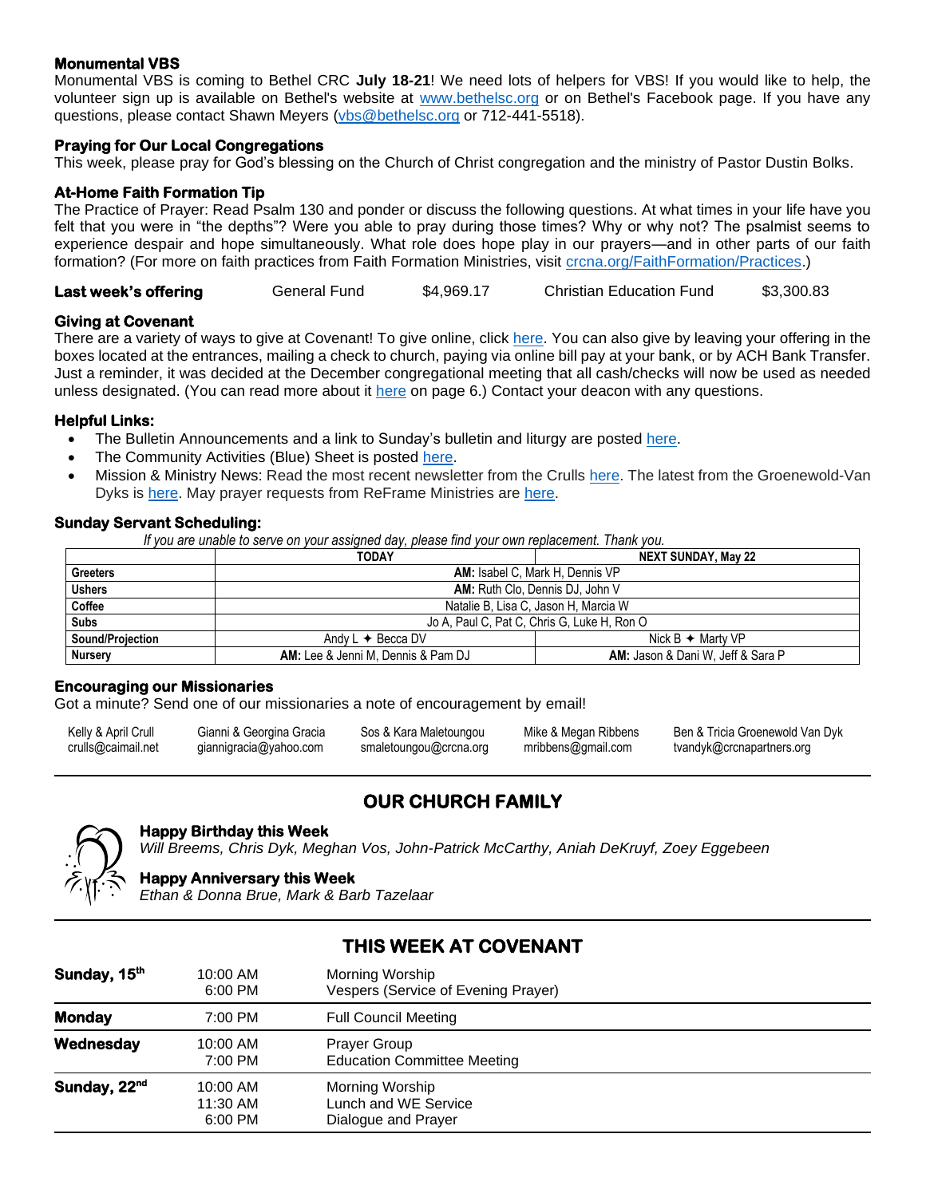### Monumental VBS

Monumental VBS is coming to Bethel CRC **July 18-21**! We need lots of helpers for VBS! If you would like to help, the volunteer sign up is available on Bethel's website at www.bethelsc.org or on Bethel's Facebook page. If you have any questions, please contact Shawn Meyers (vbs@bethelsc.org or 712-441-5518).

### Praying for Our Local Congregations

This week, please pray for God's blessing on the Church of Christ congregation and the ministry of Pastor Dustin Bolks.

### At-Home Faith Formation Tip

The Practice of Prayer: Read Psalm 130 and ponder or discuss the following questions. At what times in your life have you felt that you were in "the depths"? Were you able to pray during those times? Why or why not? The psalmist seems to experience despair and hope simultaneously. What role does hope play in our prayers—and in other parts of our faith formation? (For more on faith practices from Faith Formation Ministries, visit crcna.org/FaithFormation/Practices.)

| | | | | |
|---|---|---|---|---|
| **Last week's offering** | General Fund | $4,969.17 | Christian Education Fund | $3,300.83 |

### Giving at Covenant

There are a variety of ways to give at Covenant! To give online, click here. You can also give by leaving your offering in the boxes located at the entrances, mailing a check to church, paying via online bill pay at your bank, or by ACH Bank Transfer. Just a reminder, it was decided at the December congregational meeting that all cash/checks will now be used as needed unless designated. (You can read more about it here on page 6.) Contact your deacon with any questions.

### Helpful Links:

- The Bulletin Announcements and a link to Sunday's bulletin and liturgy are posted here.
- The Community Activities (Blue) Sheet is posted here.
- Mission & Ministry News: Read the most recent newsletter from the Crulls here. The latest from the Groenewold-Van Dyks is here. May prayer requests from ReFrame Ministries are here.

### Sunday Servant Scheduling:

*If you are unable to serve on your assigned day, please find your own replacement. Thank you.*

| | TODAY | NEXT SUNDAY, May 22 |
|---|---|---|
| **Greeters** | **AM:** Isabel C, Mark H, Dennis VP | |
| **Ushers** | **AM:** Ruth Clo, Dennis DJ, John V | |
| **Coffee** | Natalie B, Lisa C, Jason H, Marcia W | |
| **Subs** | Jo A, Paul C, Pat C, Chris G, Luke H, Ron O | |
| **Sound/Projection** | Andy L ✦ Becca DV | Nick B ✦ Marty VP |
| **Nursery** | **AM:** Lee & Jenni M, Dennis & Pam DJ | **AM:** Jason & Dani W, Jeff & Sara P |

### Encouraging our Missionaries

Got a minute? Send one of our missionaries a note of encouragement by email!

| | | | | |
|---|---|---|---|---|
| Kelly & April Crull | Gianni & Georgina Gracia | Sos & Kara Maletoungou | Mike & Megan Ribbens | Ben & Tricia Groenewold Van Dyk |
| crulls@caimail.net | giannigracia@yahoo.com | smaletoungou@crcna.org | mribbens@gmail.com | tvandyk@crcnapartners.org |

## OUR CHURCH FAMILY

### Happy Birthday this Week

*Will Breems, Chris Dyk, Meghan Vos, John-Patrick McCarthy, Aniah DeKruyf, Zoey Eggebeen*

### Happy Anniversary this Week

*Ethan & Donna Brue, Mark & Barb Tazelaar*

## THIS WEEK AT COVENANT

| | | |
|---|---|---|
| **Sunday, 15th** | 10:00 AM<br>6:00 PM | Morning Worship<br>Vespers (Service of Evening Prayer) |
| **Monday** | 7:00 PM | Full Council Meeting |
| **Wednesday** | 10:00 AM<br>7:00 PM | Prayer Group<br>Education Committee Meeting |
| **Sunday, 22nd** | 10:00 AM<br>11:30 AM<br>6:00 PM | Morning Worship<br>Lunch and WE Service<br>Dialogue and Prayer |